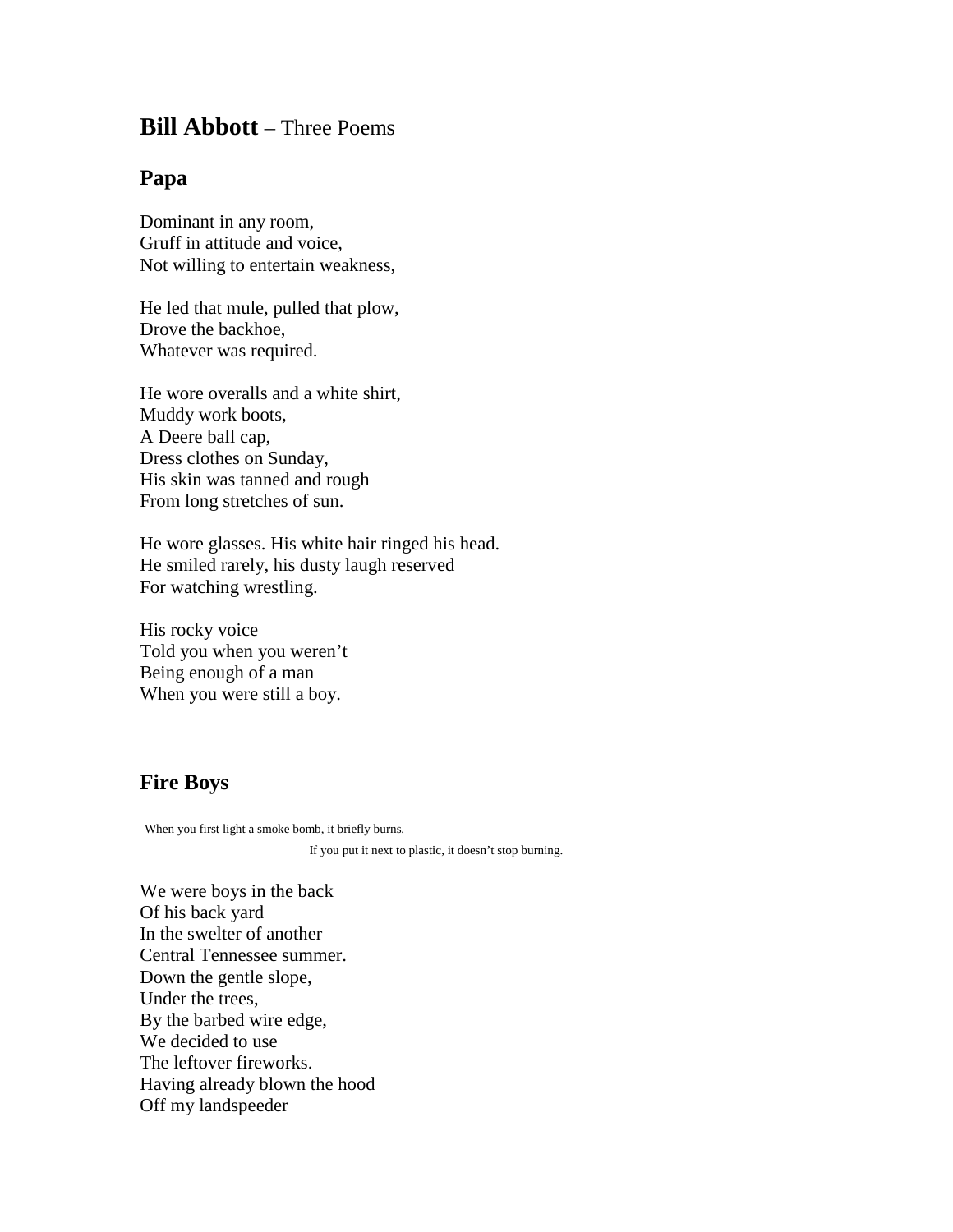# **Bill Abbott** – Three Poems

## Papa

Dominant in any room,  
Gruff in attitude and voice,  
Not willing to entertain weakness,

He led that mule, pulled that plow,  
Drove the backhoe,  
Whatever was required.

He wore overalls and a white shirt,  
Muddy work boots,  
A Deere ball cap,  
Dress clothes on Sunday,  
His skin was tanned and rough  
From long stretches of sun.

He wore glasses. His white hair ringed his head.  
He smiled rarely, his dusty laugh reserved  
For watching wrestling.

His rocky voice  
Told you when you weren't  
Being enough of a man  
When you were still a boy.

## Fire Boys

When you first light a smoke bomb, it briefly burns.  
If you put it next to plastic, it doesn't stop burning.

We were boys in the back  
Of his back yard  
In the swelter of another  
Central Tennessee summer.  
Down the gentle slope,  
Under the trees,  
By the barbed wire edge,  
We decided to use  
The leftover fireworks.  
Having already blown the hood  
Off my landspeeder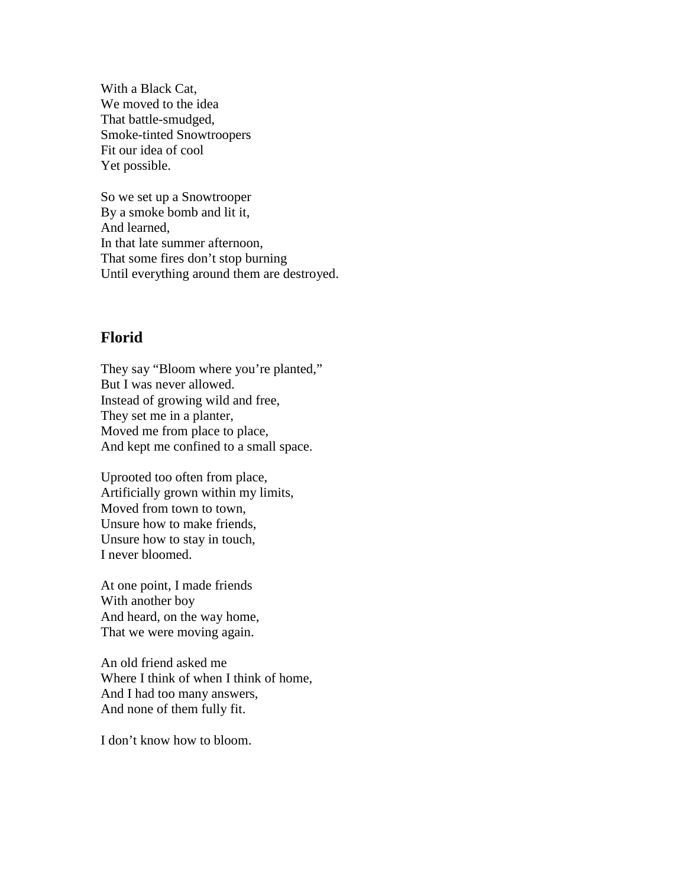With a Black Cat,  
We moved to the idea  
That battle-smudged,  
Smoke-tinted Snowtroopers  
Fit our idea of cool  
Yet possible.

So we set up a Snowtrooper  
By a smoke bomb and lit it,  
And learned,  
In that late summer afternoon,  
That some fires don't stop burning  
Until everything around them are destroyed.

## Florid

They say "Bloom where you're planted,"  
But I was never allowed.  
Instead of growing wild and free,  
They set me in a planter,  
Moved me from place to place,  
And kept me confined to a small space.

Uprooted too often from place,  
Artificially grown within my limits,  
Moved from town to town,  
Unsure how to make friends,  
Unsure how to stay in touch,  
I never bloomed.

At one point, I made friends  
With another boy  
And heard, on the way home,  
That we were moving again.

An old friend asked me  
Where I think of when I think of home,  
And I had too many answers,  
And none of them fully fit.

I don't know how to bloom.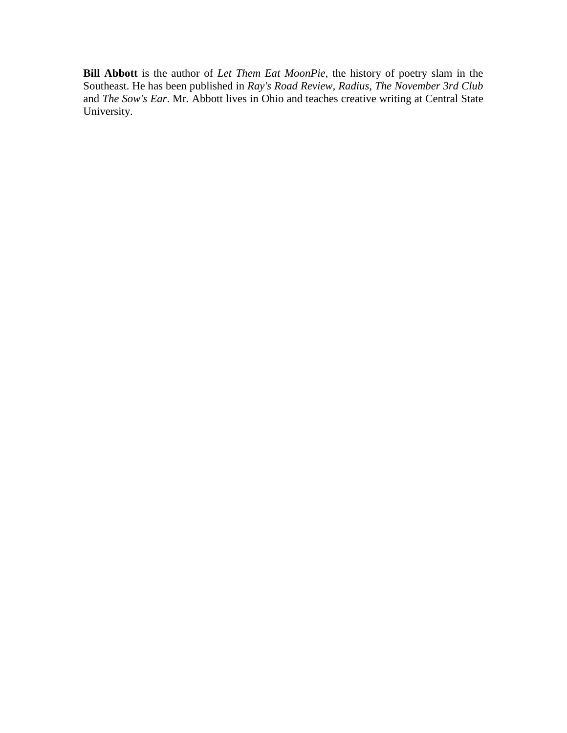**Bill Abbott** is the author of *Let Them Eat MoonPie*, the history of poetry slam in the Southeast. He has been published in *Ray's Road Review*, *Radius*, *The November 3rd Club* and *The Sow's Ear*. Mr. Abbott lives in Ohio and teaches creative writing at Central State University.